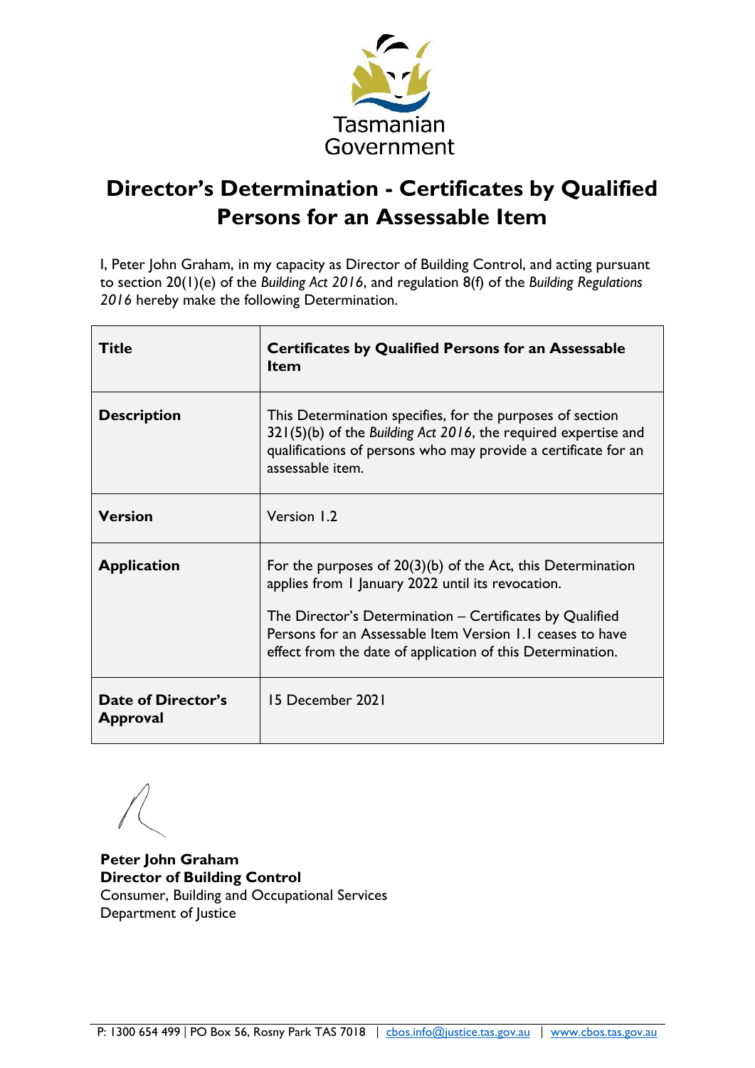Tasmanian Government

# Director's Determination - Certificates by Qualified Persons for an Assessable Item

I, Peter John Graham, in my capacity as Director of Building Control, and acting pursuant to section 20(1)(e) of the *Building Act 2016*, and regulation 8(f) of the *Building Regulations 2016* hereby make the following Determination.

| **Title** | **Certificates by Qualified Persons for an Assessable Item** |
|---|---|
| **Description** | This Determination specifies, for the purposes of section 321(5)(b) of the *Building Act 2016*, the required expertise and qualifications of persons who may provide a certificate for an assessable item. |
| **Version** | Version 1.2 |
| **Application** | For the purposes of 20(3)(b) of the Act, this Determination applies from 1 January 2022 until its revocation.<br><br>The Director's Determination – Certificates by Qualified Persons for an Assessable Item Version 1.1 ceases to have effect from the date of application of this Determination. |
| **Date of Director's Approval** | 15 December 2021 |

**Peter John Graham**
**Director of Building Control**
Consumer, Building and Occupational Services
Department of Justice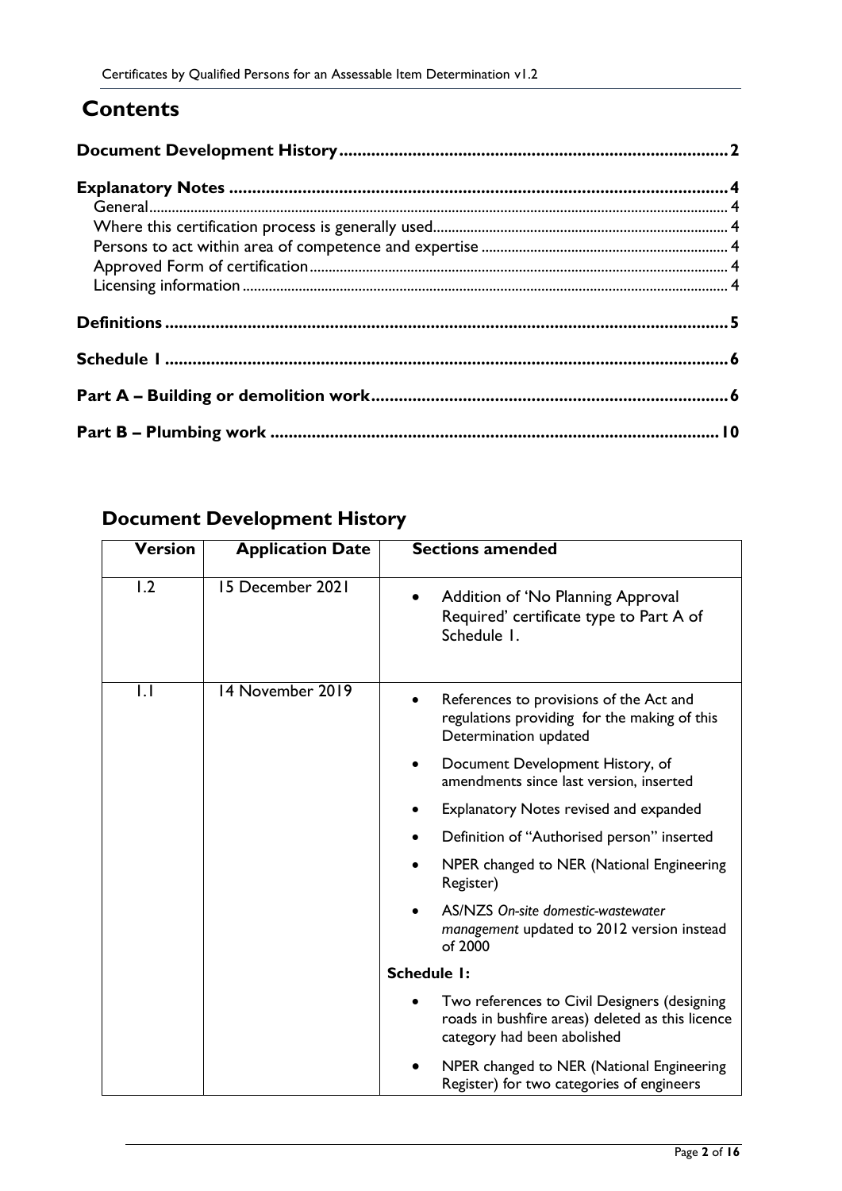# Contents

**Document Development History** .......... **2**

**Explanatory Notes** .......... **4**
- General .......... 4
- Where this certification process is generally used .......... 4
- Persons to act within area of competence and expertise .......... 4
- Approved Form of certification .......... 4
- Licensing information .......... 4

**Definitions** .......... **5**

**Schedule 1** .......... **6**

**Part A – Building or demolition work** .......... **6**

**Part B – Plumbing work** .......... **10**

## Document Development History

| Version | Application Date | Sections amended |
|---|---|---|
| 1.2 | 15 December 2021 | • Addition of 'No Planning Approval Required' certificate type to Part A of Schedule 1. |
| 1.1 | 14 November 2019 | • References to provisions of the Act and regulations providing for the making of this Determination updated<br>• Document Development History, of amendments since last version, inserted<br>• Explanatory Notes revised and expanded<br>• Definition of "Authorised person" inserted<br>• NPER changed to NER (National Engineering Register)<br>• AS/NZS *On-site domestic-wastewater management* updated to 2012 version instead of 2000<br>**Schedule 1:**<br>• Two references to Civil Designers (designing roads in bushfire areas) deleted as this licence category had been abolished<br>• NPER changed to NER (National Engineering Register) for two categories of engineers |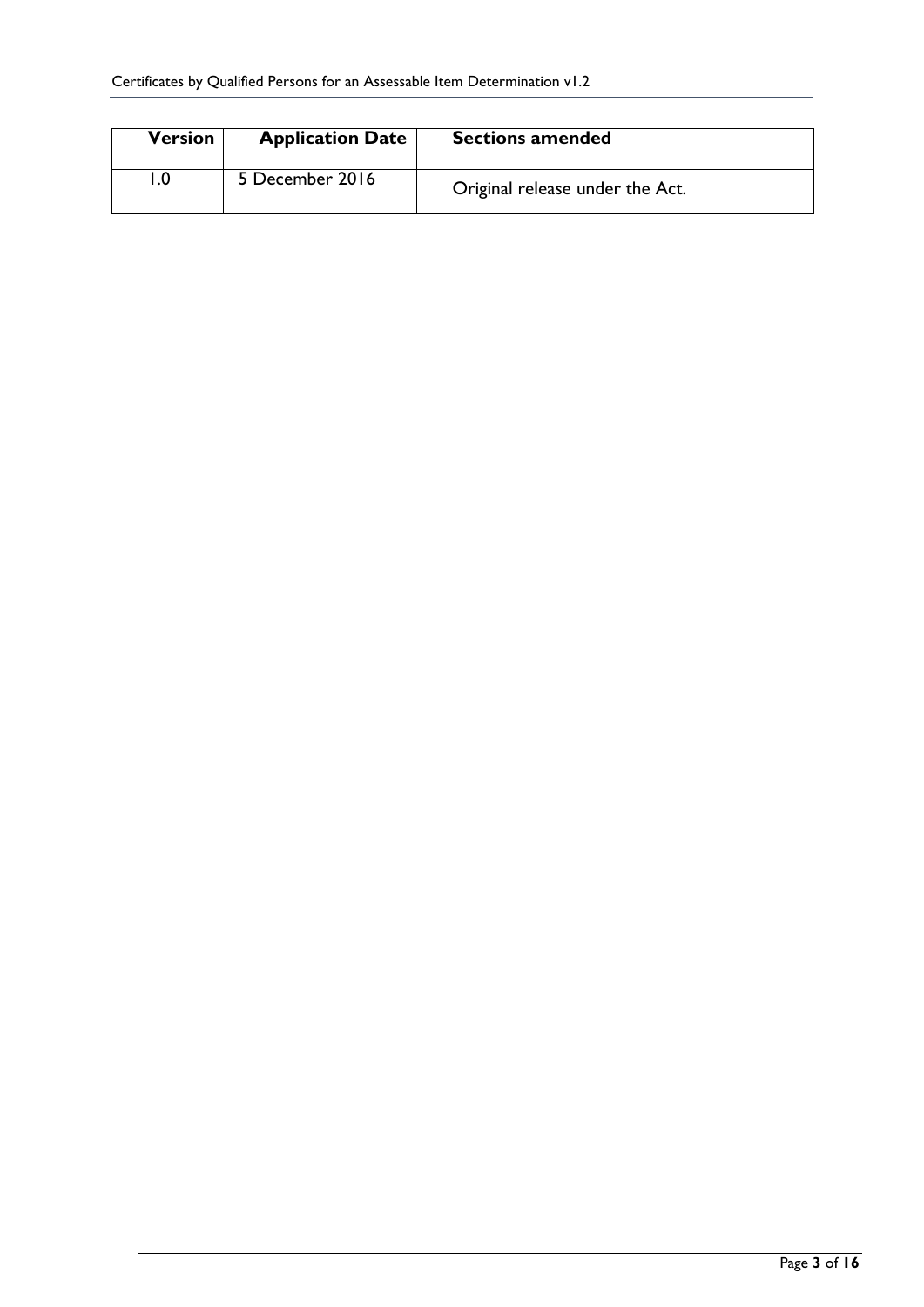| Version | Application Date | Sections amended |
|---|---|---|
| 1.0 | 5 December 2016 | Original release under the Act. |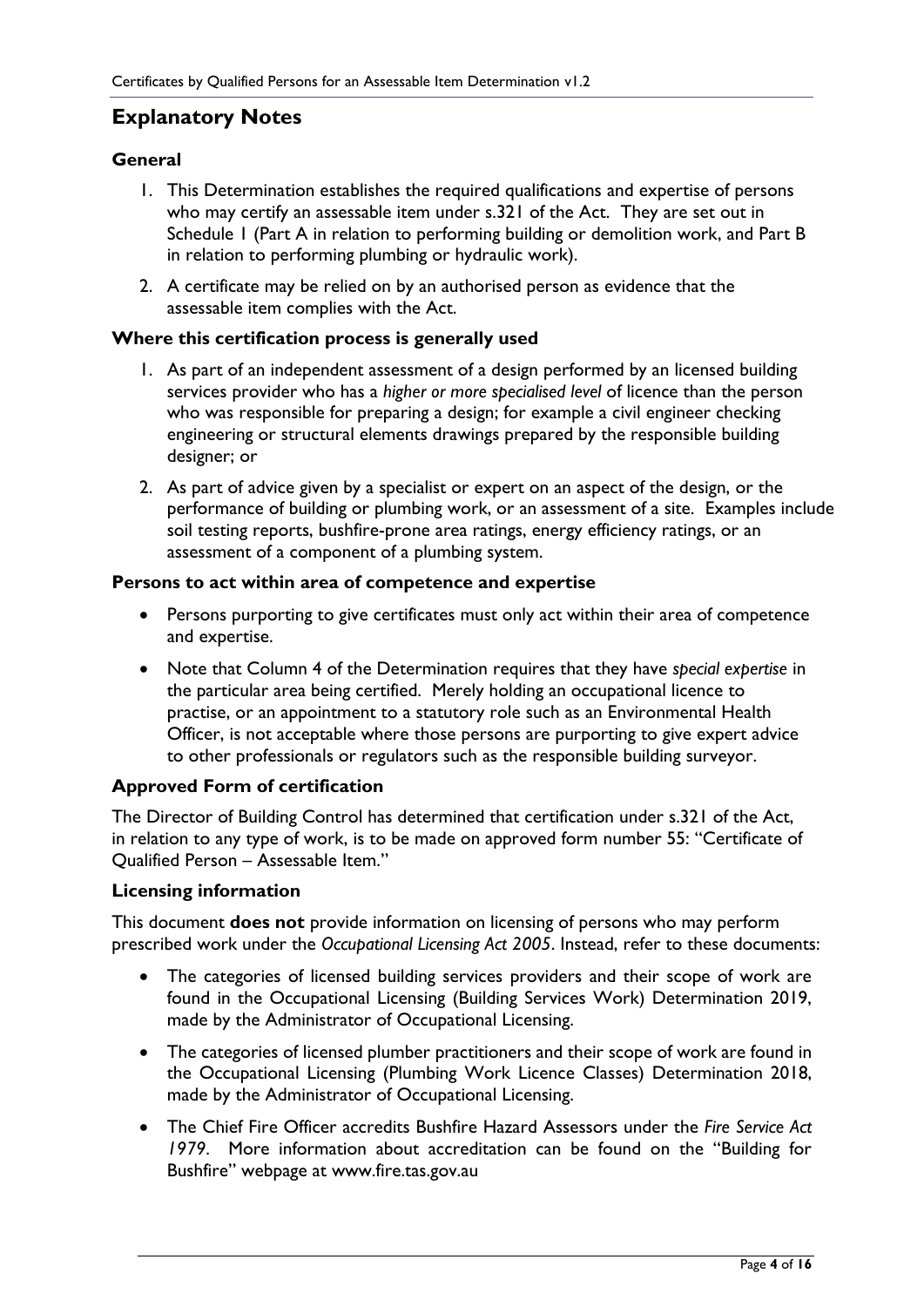## Explanatory Notes

### General

1. This Determination establishes the required qualifications and expertise of persons who may certify an assessable item under s.321 of the Act. They are set out in Schedule 1 (Part A in relation to performing building or demolition work, and Part B in relation to performing plumbing or hydraulic work).
2. A certificate may be relied on by an authorised person as evidence that the assessable item complies with the Act.

### Where this certification process is generally used

1. As part of an independent assessment of a design performed by an licensed building services provider who has a *higher or more specialised level* of licence than the person who was responsible for preparing a design; for example a civil engineer checking engineering or structural elements drawings prepared by the responsible building designer; or
2. As part of advice given by a specialist or expert on an aspect of the design, or the performance of building or plumbing work, or an assessment of a site. Examples include soil testing reports, bushfire-prone area ratings, energy efficiency ratings, or an assessment of a component of a plumbing system.

### Persons to act within area of competence and expertise

- Persons purporting to give certificates must only act within their area of competence and expertise.
- Note that Column 4 of the Determination requires that they have *special expertise* in the particular area being certified. Merely holding an occupational licence to practise, or an appointment to a statutory role such as an Environmental Health Officer, is not acceptable where those persons are purporting to give expert advice to other professionals or regulators such as the responsible building surveyor.

### Approved Form of certification

The Director of Building Control has determined that certification under s.321 of the Act, in relation to any type of work, is to be made on approved form number 55: "Certificate of Qualified Person – Assessable Item."

### Licensing information

This document **does not** provide information on licensing of persons who may perform prescribed work under the *Occupational Licensing Act 2005*. Instead, refer to these documents:

- The categories of licensed building services providers and their scope of work are found in the Occupational Licensing (Building Services Work) Determination 2019, made by the Administrator of Occupational Licensing.
- The categories of licensed plumber practitioners and their scope of work are found in the Occupational Licensing (Plumbing Work Licence Classes) Determination 2018, made by the Administrator of Occupational Licensing.
- The Chief Fire Officer accredits Bushfire Hazard Assessors under the *Fire Service Act 1979*. More information about accreditation can be found on the "Building for Bushfire" webpage at www.fire.tas.gov.au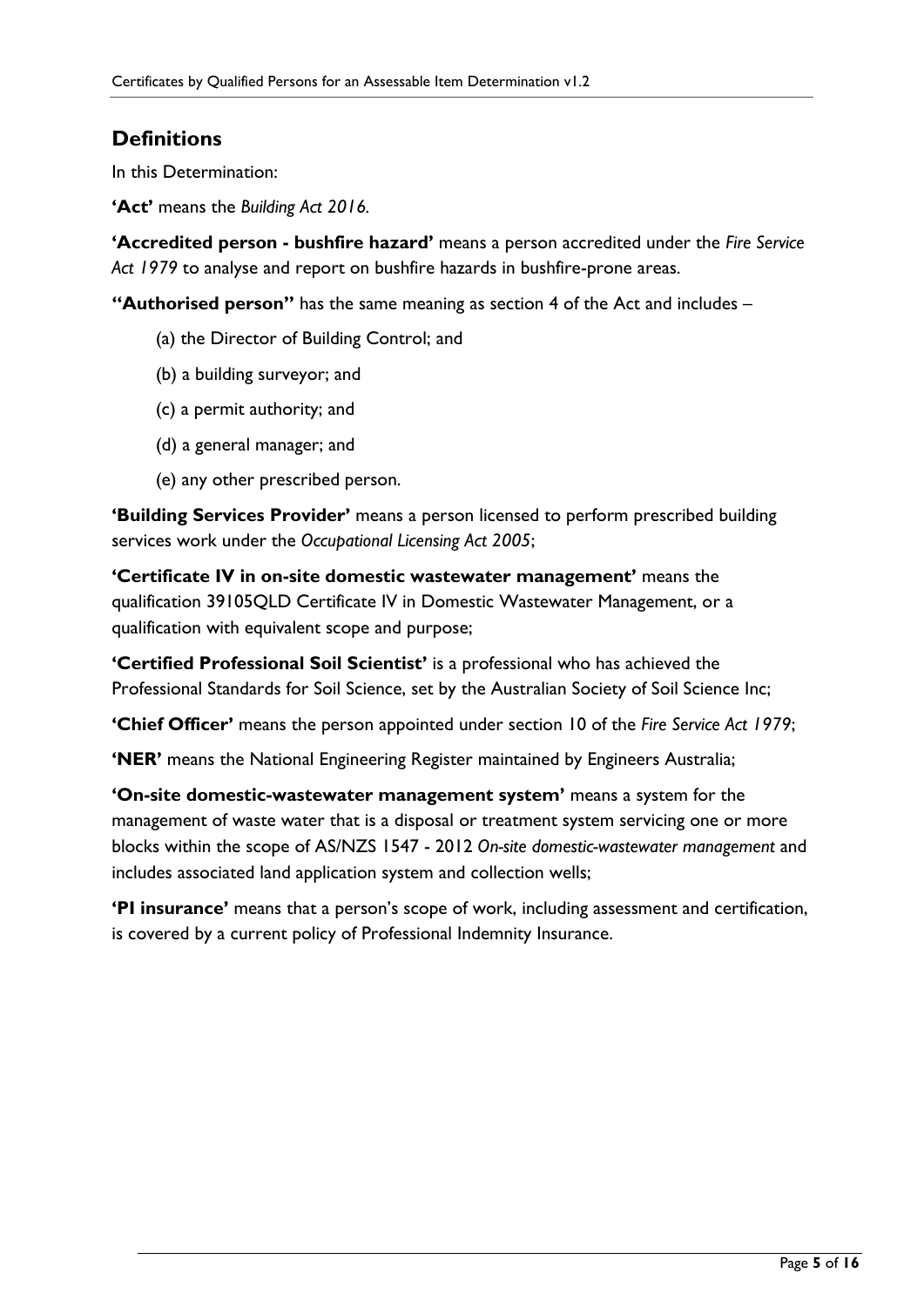## Definitions

In this Determination:

**'Act'** means the *Building Act 2016*.

**'Accredited person - bushfire hazard'** means a person accredited under the *Fire Service Act 1979* to analyse and report on bushfire hazards in bushfire-prone areas.

**"Authorised person"** has the same meaning as section 4 of the Act and includes –

(a) the Director of Building Control; and

(b) a building surveyor; and

(c) a permit authority; and

(d) a general manager; and

(e) any other prescribed person.

**'Building Services Provider'** means a person licensed to perform prescribed building services work under the *Occupational Licensing Act 2005*;

**'Certificate IV in on-site domestic wastewater management'** means the qualification 39105QLD Certificate IV in Domestic Wastewater Management, or a qualification with equivalent scope and purpose;

**'Certified Professional Soil Scientist'** is a professional who has achieved the Professional Standards for Soil Science, set by the Australian Society of Soil Science Inc;

**'Chief Officer'** means the person appointed under section 10 of the *Fire Service Act 1979*;

**'NER'** means the National Engineering Register maintained by Engineers Australia;

**'On-site domestic-wastewater management system'** means a system for the management of waste water that is a disposal or treatment system servicing one or more blocks within the scope of AS/NZS 1547 - 2012 *On-site domestic-wastewater management* and includes associated land application system and collection wells;

**'PI insurance'** means that a person's scope of work, including assessment and certification, is covered by a current policy of Professional Indemnity Insurance.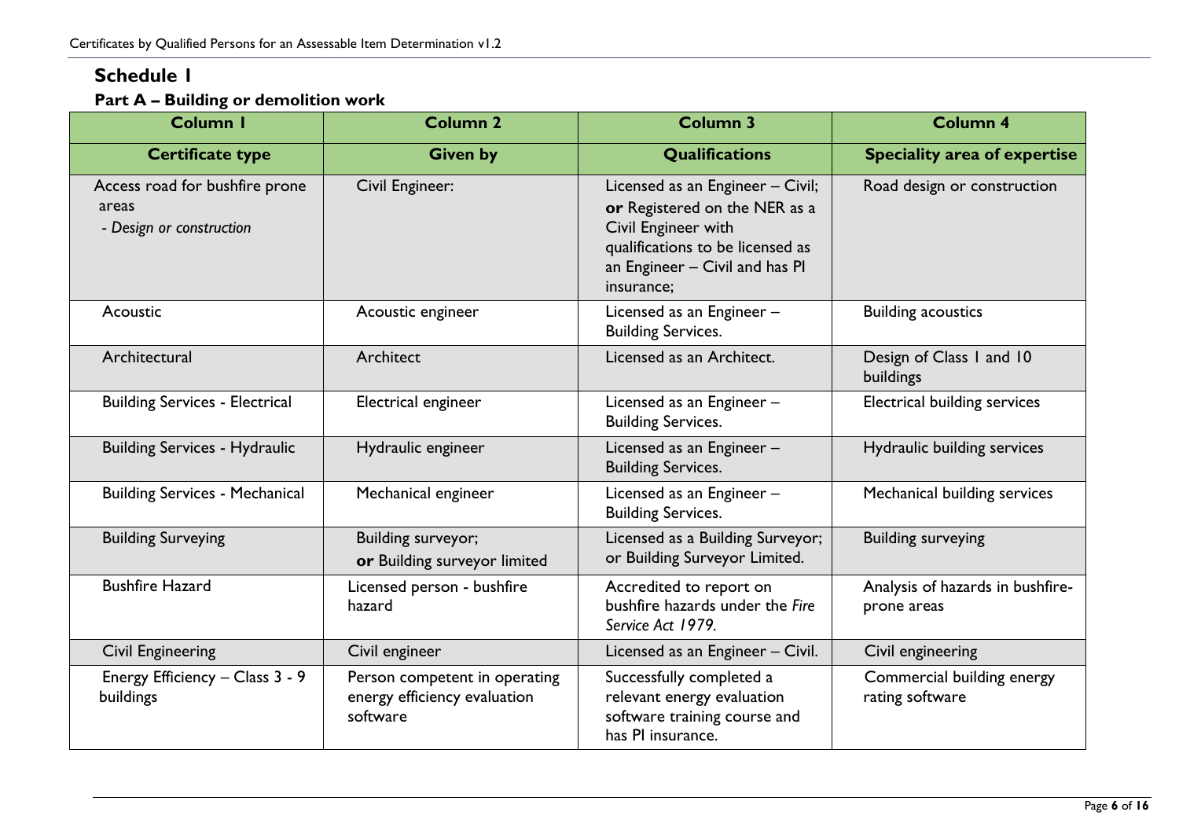## Schedule 1

### Part A – Building or demolition work

| Column 1 | Column 2 | Column 3 | Column 4 |
|---|---|---|---|
| **Certificate type** | **Given by** | **Qualifications** | **Speciality area of expertise** |
| Access road for bushfire prone areas<br>*- Design or construction* | Civil Engineer: | Licensed as an Engineer – Civil; **or** Registered on the NER as a Civil Engineer with qualifications to be licensed as an Engineer – Civil and has PI insurance; | Road design or construction |
| Acoustic | Acoustic engineer | Licensed as an Engineer – Building Services. | Building acoustics |
| Architectural | Architect | Licensed as an Architect. | Design of Class 1 and 10 buildings |
| Building Services - Electrical | Electrical engineer | Licensed as an Engineer – Building Services. | Electrical building services |
| Building Services - Hydraulic | Hydraulic engineer | Licensed as an Engineer – Building Services. | Hydraulic building services |
| Building Services - Mechanical | Mechanical engineer | Licensed as an Engineer – Building Services. | Mechanical building services |
| Building Surveying | Building surveyor;<br>**or** Building surveyor limited | Licensed as a Building Surveyor; or Building Surveyor Limited. | Building surveying |
| Bushfire Hazard | Licensed person - bushfire hazard | Accredited to report on bushfire hazards under the *Fire Service Act 1979*. | Analysis of hazards in bushfire-prone areas |
| Civil Engineering | Civil engineer | Licensed as an Engineer – Civil. | Civil engineering |
| Energy Efficiency – Class 3 - 9 buildings | Person competent in operating energy efficiency evaluation software | Successfully completed a relevant energy evaluation software training course and has PI insurance. | Commercial building energy rating software |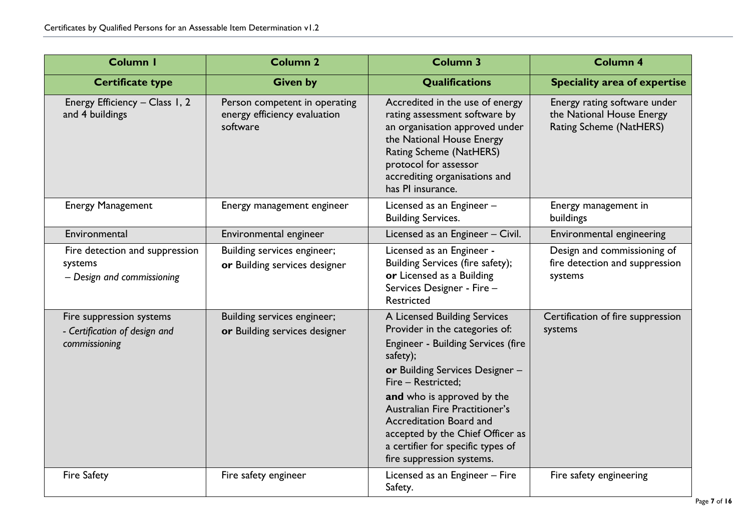| Column 1 | Column 2 | Column 3 | Column 4 |
|---|---|---|---|
| **Certificate type** | **Given by** | **Qualifications** | **Speciality area of expertise** |
| Energy Efficiency – Class 1, 2 and 4 buildings | Person competent in operating energy efficiency evaluation software | Accredited in the use of energy rating assessment software by an organisation approved under the National House Energy Rating Scheme (NatHERS) protocol for assessor accrediting organisations and has PI insurance. | Energy rating software under the National House Energy Rating Scheme (NatHERS) |
| Energy Management | Energy management engineer | Licensed as an Engineer – Building Services. | Energy management in buildings |
| Environmental | Environmental engineer | Licensed as an Engineer – Civil. | Environmental engineering |
| Fire detection and suppression systems *– Design and commissioning* | Building services engineer; **or** Building services designer | Licensed as an Engineer - Building Services (fire safety); **or** Licensed as a Building Services Designer - Fire – Restricted | Design and commissioning of fire detection and suppression systems |
| Fire suppression systems *- Certification of design and commissioning* | Building services engineer; **or** Building services designer | A Licensed Building Services Provider in the categories of: Engineer - Building Services (fire safety); **or** Building Services Designer – Fire – Restricted; **and** who is approved by the Australian Fire Practitioner's Accreditation Board and accepted by the Chief Officer as a certifier for specific types of fire suppression systems. | Certification of fire suppression systems |
| Fire Safety | Fire safety engineer | Licensed as an Engineer – Fire Safety. | Fire safety engineering |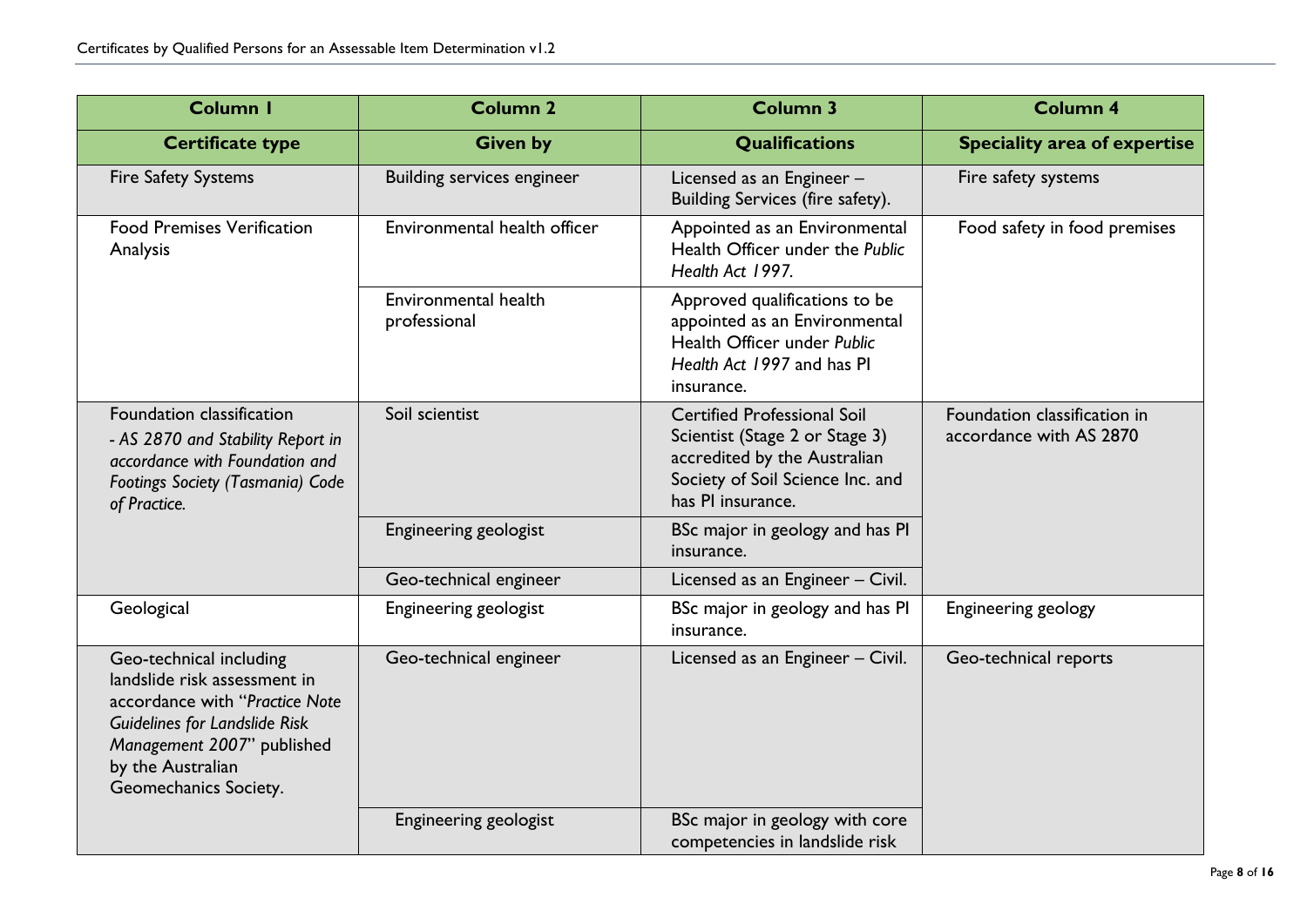| Column 1 | Column 2 | Column 3 | Column 4 |
|---|---|---|---|
| **Certificate type** | **Given by** | **Qualifications** | **Speciality area of expertise** |
| Fire Safety Systems | Building services engineer | Licensed as an Engineer – Building Services (fire safety). | Fire safety systems |
| Food Premises Verification Analysis | Environmental health officer | Appointed as an Environmental Health Officer under the *Public Health Act 1997.* | Food safety in food premises |
| | Environmental health professional | Approved qualifications to be appointed as an Environmental Health Officer under *Public Health Act 1997* and has PI insurance. | |
| Foundation classification *- AS 2870 and Stability Report in accordance with Foundation and Footings Society (Tasmania) Code of Practice.* | Soil scientist | Certified Professional Soil Scientist (Stage 2 or Stage 3) accredited by the Australian Society of Soil Science Inc. and has PI insurance. | Foundation classification in accordance with AS 2870 |
| | Engineering geologist | BSc major in geology and has PI insurance. | |
| | Geo-technical engineer | Licensed as an Engineer – Civil. | |
| Geological | Engineering geologist | BSc major in geology and has PI insurance. | Engineering geology |
| Geo-technical including landslide risk assessment in accordance with "*Practice Note Guidelines for Landslide Risk Management 2007*" published by the Australian Geomechanics Society. | Geo-technical engineer | Licensed as an Engineer – Civil. | Geo-technical reports |
| | Engineering geologist | BSc major in geology with core competencies in landslide risk | |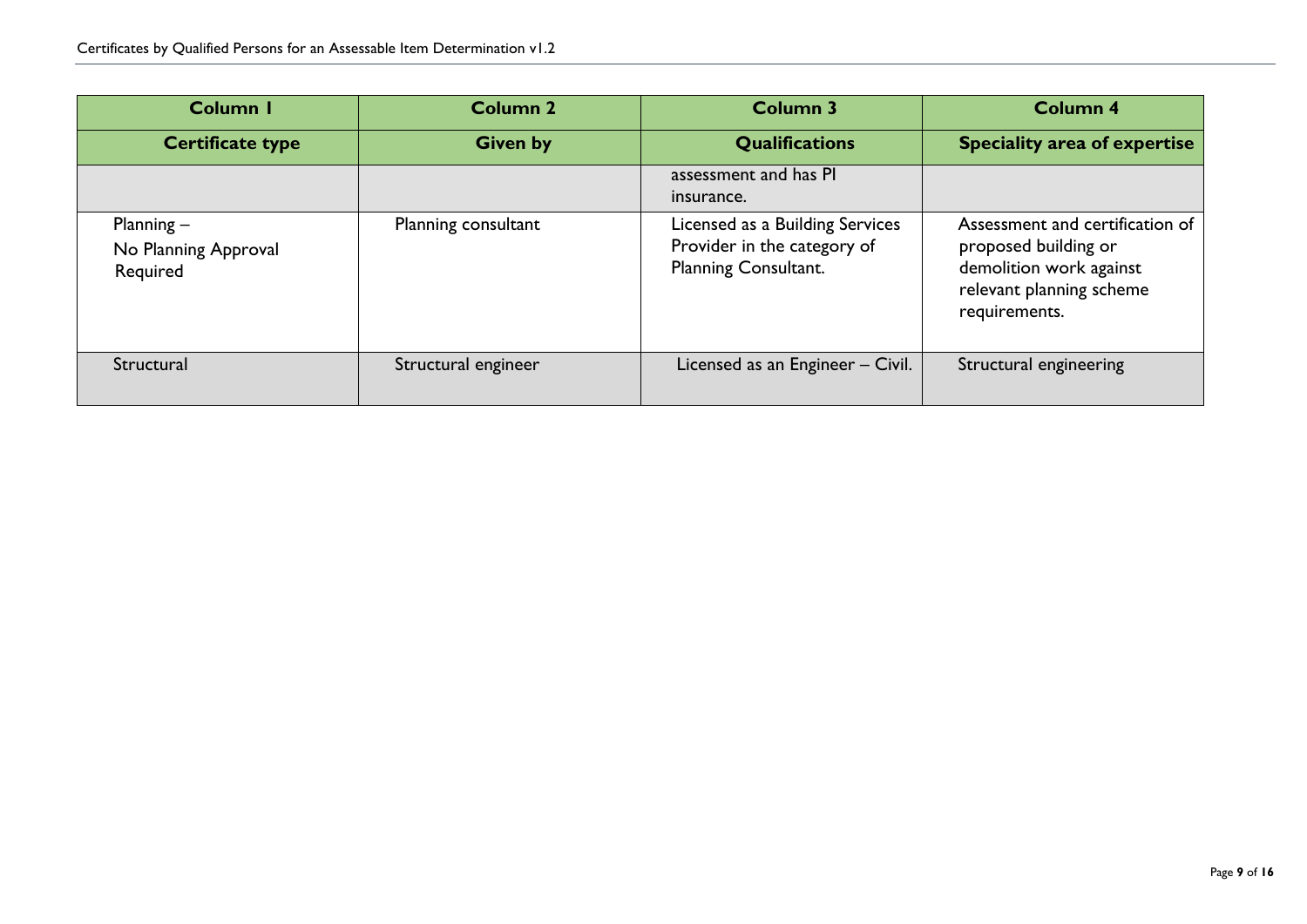| Column 1 | Column 2 | Column 3 | Column 4 |
|---|---|---|---|
| **Certificate type** | **Given by** | **Qualifications** | **Speciality area of expertise** |
| | | assessment and has PI insurance. | |
| Planning – No Planning Approval Required | Planning consultant | Licensed as a Building Services Provider in the category of Planning Consultant. | Assessment and certification of proposed building or demolition work against relevant planning scheme requirements. |
| Structural | Structural engineer | Licensed as an Engineer – Civil. | Structural engineering |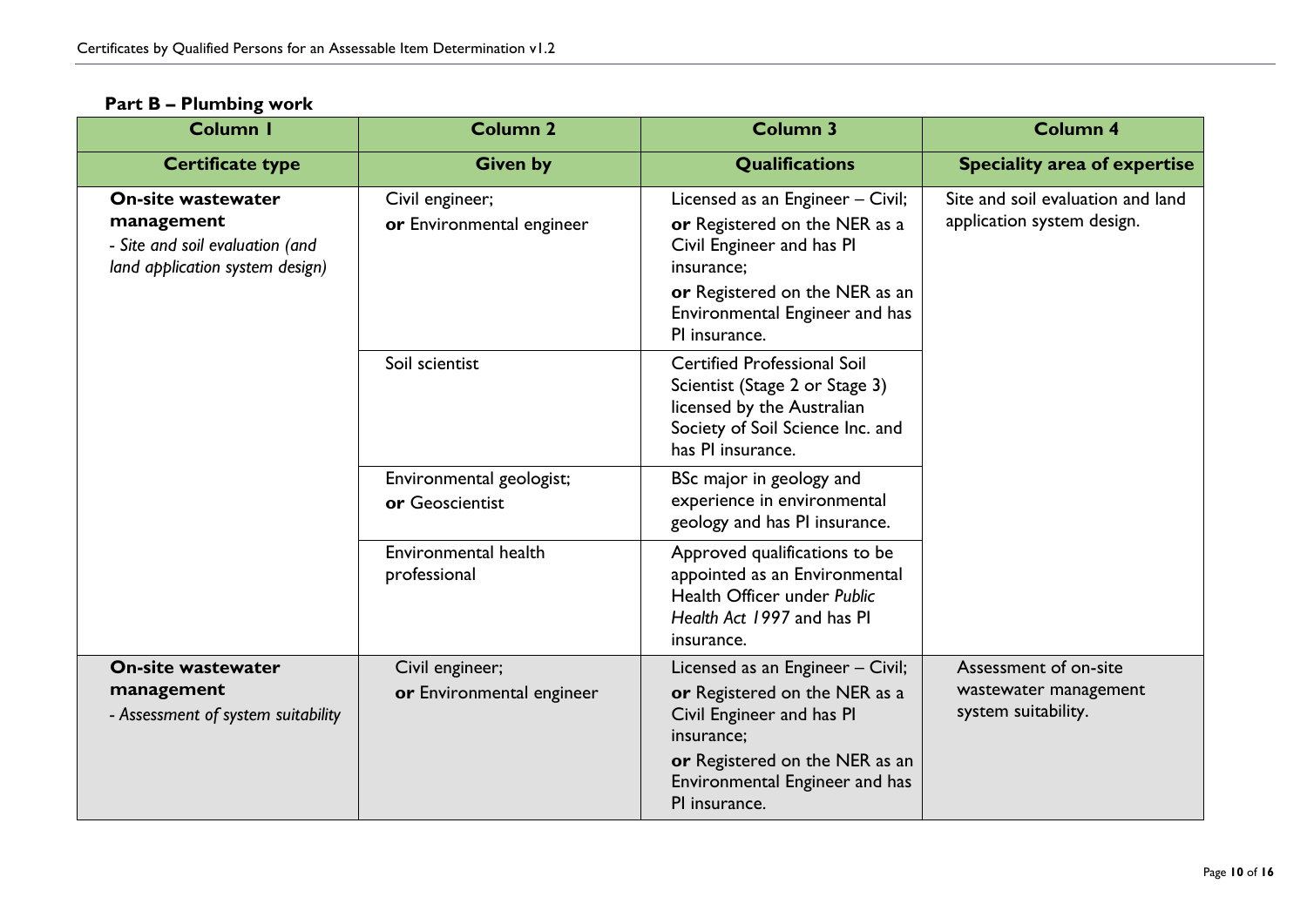## Part B – Plumbing work

| Column 1 | Column 2 | Column 3 | Column 4 |
|---|---|---|---|
| **Certificate type** | **Given by** | **Qualifications** | **Speciality area of expertise** |
| **On-site wastewater management**<br>*- Site and soil evaluation (and land application system design)* | Civil engineer;<br>**or** Environmental engineer | Licensed as an Engineer – Civil;<br>**or** Registered on the NER as a Civil Engineer and has PI insurance;<br>**or** Registered on the NER as an Environmental Engineer and has PI insurance. | Site and soil evaluation and land application system design. |
| | Soil scientist | Certified Professional Soil Scientist (Stage 2 or Stage 3) licensed by the Australian Society of Soil Science Inc. and has PI insurance. | |
| | Environmental geologist;<br>**or** Geoscientist | BSc major in geology and experience in environmental geology and has PI insurance. | |
| | Environmental health professional | Approved qualifications to be appointed as an Environmental Health Officer under *Public Health Act 1997* and has PI insurance. | |
| **On-site wastewater management**<br>*- Assessment of system suitability* | Civil engineer;<br>**or** Environmental engineer | Licensed as an Engineer – Civil;<br>**or** Registered on the NER as a Civil Engineer and has PI insurance;<br>**or** Registered on the NER as an Environmental Engineer and has PI insurance. | Assessment of on-site wastewater management system suitability. |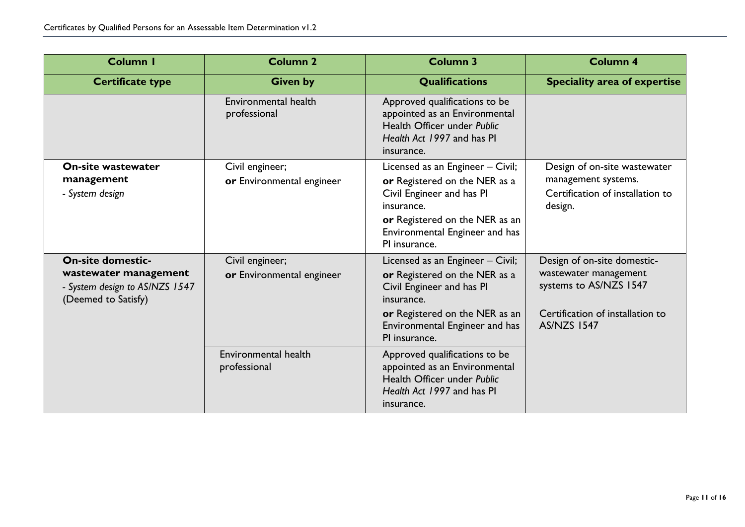| Column 1 | Column 2 | Column 3 | Column 4 |
| --- | --- | --- | --- |
| **Certificate type** | **Given by** | **Qualifications** | **Speciality area of expertise** |
| | Environmental health professional | Approved qualifications to be appointed as an Environmental Health Officer under *Public Health Act 1997* and has PI insurance. | |
| **On-site wastewater management**<br>*- System design* | Civil engineer;<br>**or** Environmental engineer | Licensed as an Engineer – Civil;<br>**or** Registered on the NER as a Civil Engineer and has PI insurance.<br>**or** Registered on the NER as an Environmental Engineer and has PI insurance. | Design of on-site wastewater management systems.<br>Certification of installation to design. |
| **On-site domestic-wastewater management**<br>*- System design to AS/NZS 1547* (Deemed to Satisfy) | Civil engineer;<br>**or** Environmental engineer | Licensed as an Engineer – Civil;<br>**or** Registered on the NER as a Civil Engineer and has PI insurance.<br>**or** Registered on the NER as an Environmental Engineer and has PI insurance. | Design of on-site domestic-wastewater management systems to AS/NZS 1547<br>Certification of installation to AS/NZS 1547 |
| | Environmental health professional | Approved qualifications to be appointed as an Environmental Health Officer under *Public Health Act 1997* and has PI insurance. | |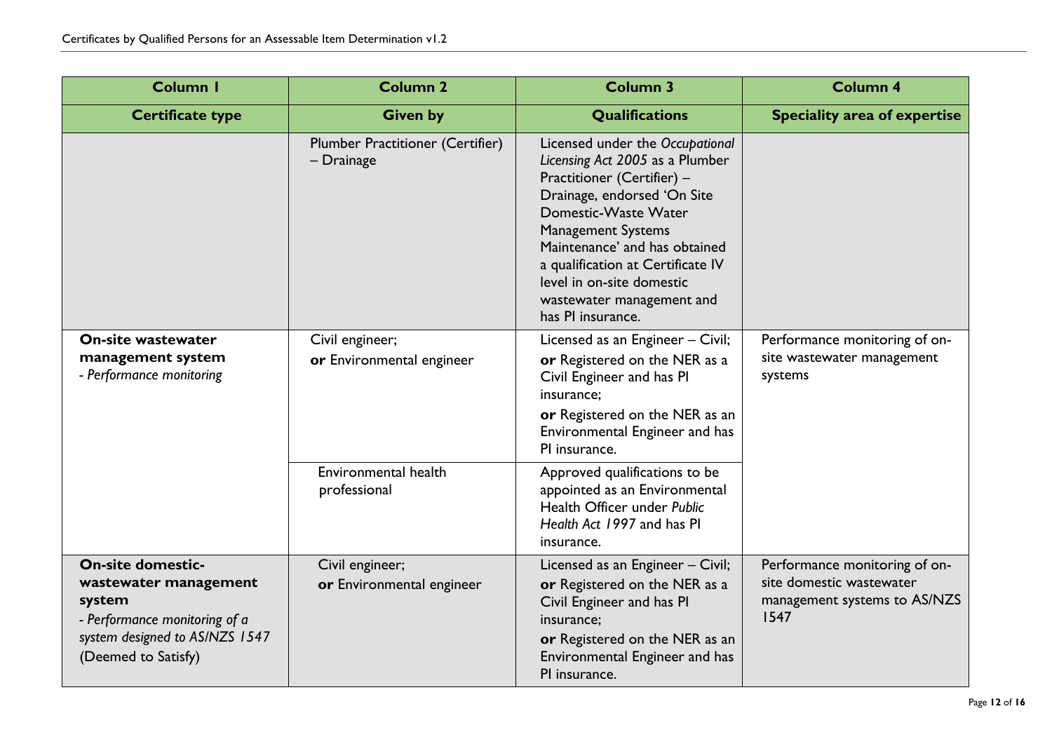| Column 1 | Column 2 | Column 3 | Column 4 |
|---|---|---|---|
| **Certificate type** | **Given by** | **Qualifications** | **Speciality area of expertise** |
| | Plumber Practitioner (Certifier) – Drainage | Licensed under the *Occupational Licensing Act 2005* as a Plumber Practitioner (Certifier) – Drainage, endorsed 'On Site Domestic-Waste Water Management Systems Maintenance' and has obtained a qualification at Certificate IV level in on-site domestic wastewater management and has PI insurance. | |
| **On-site wastewater management system** *- Performance monitoring* | Civil engineer; **or** Environmental engineer | Licensed as an Engineer – Civil; **or** Registered on the NER as a Civil Engineer and has PI insurance; **or** Registered on the NER as an Environmental Engineer and has PI insurance. | Performance monitoring of on-site wastewater management systems |
| | Environmental health professional | Approved qualifications to be appointed as an Environmental Health Officer under *Public Health Act 1997* and has PI insurance. | |
| **On-site domestic-wastewater management system** *- Performance monitoring of a system designed to AS/NZS 1547* (Deemed to Satisfy) | Civil engineer; **or** Environmental engineer | Licensed as an Engineer – Civil; **or** Registered on the NER as a Civil Engineer and has PI insurance; **or** Registered on the NER as an Environmental Engineer and has PI insurance. | Performance monitoring of on-site domestic wastewater management systems to AS/NZS 1547 |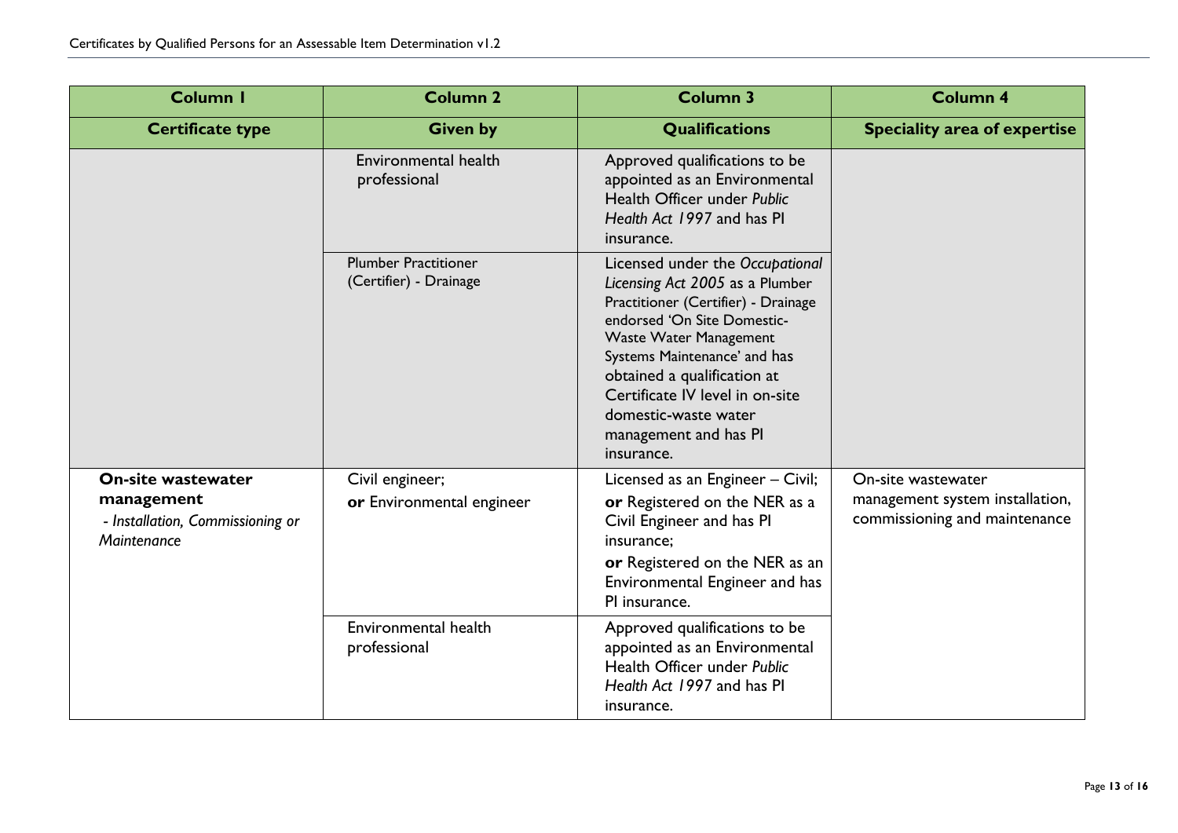| Column 1 | Column 2 | Column 3 | Column 4 |
|---|---|---|---|
| **Certificate type** | **Given by** | **Qualifications** | **Speciality area of expertise** |
| | Environmental health professional | Approved qualifications to be appointed as an Environmental Health Officer under *Public Health Act 1997* and has PI insurance. | |
| | Plumber Practitioner (Certifier) - Drainage | Licensed under the *Occupational Licensing Act 2005* as a Plumber Practitioner (Certifier) - Drainage endorsed 'On Site Domestic-Waste Water Management Systems Maintenance' and has obtained a qualification at Certificate IV level in on-site domestic-waste water management and has PI insurance. | |
| **On-site wastewater management** *- Installation, Commissioning or Maintenance* | Civil engineer; **or** Environmental engineer | Licensed as an Engineer – Civil; **or** Registered on the NER as a Civil Engineer and has PI insurance; **or** Registered on the NER as an Environmental Engineer and has PI insurance. | On-site wastewater management system installation, commissioning and maintenance |
| | Environmental health professional | Approved qualifications to be appointed as an Environmental Health Officer under *Public Health Act 1997* and has PI insurance. | |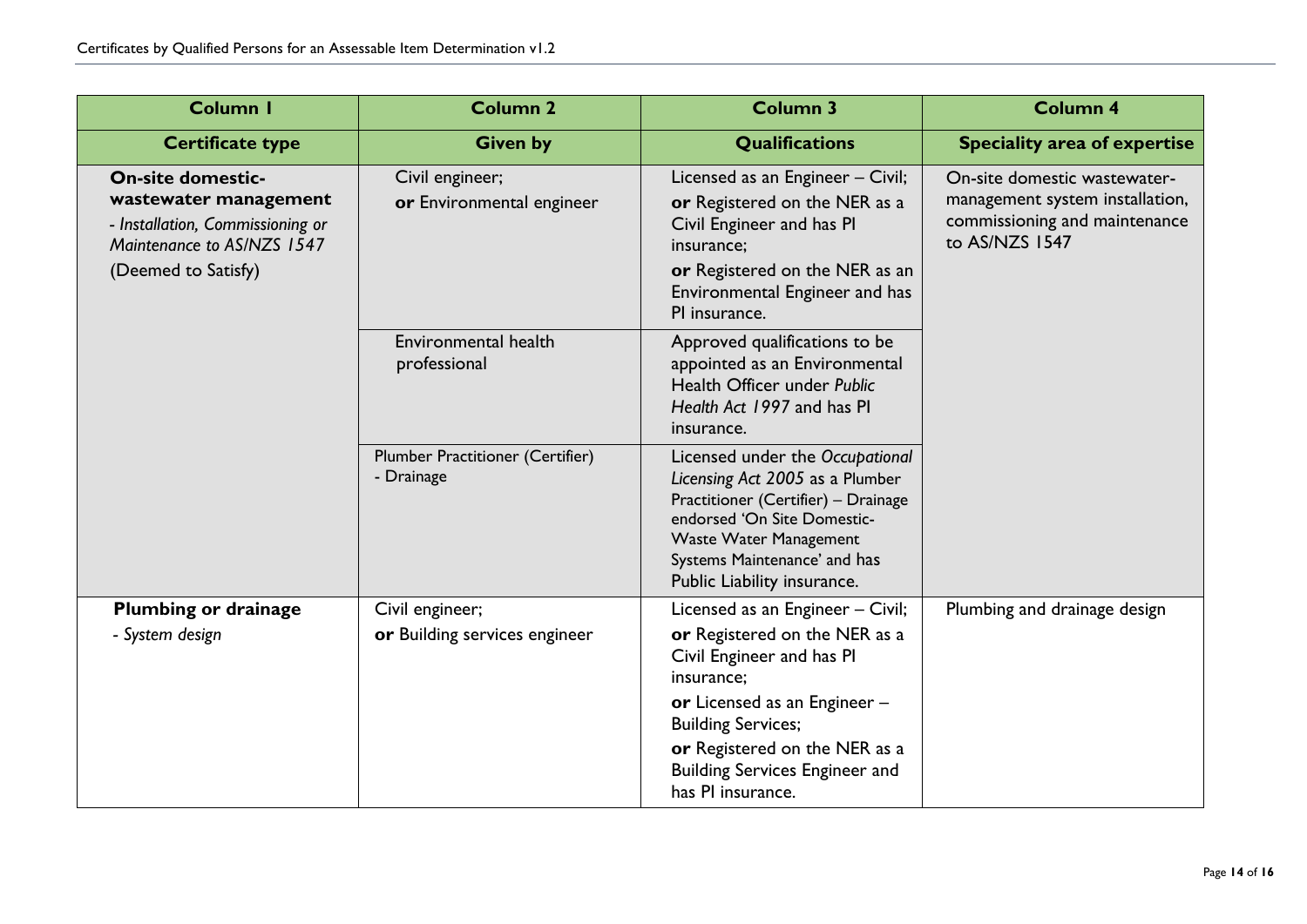| Column 1 | Column 2 | Column 3 | Column 4 |
|---|---|---|---|
| **Certificate type** | **Given by** | **Qualifications** | **Speciality area of expertise** |
| **On-site domestic-wastewater management**<br>*- Installation, Commissioning or Maintenance to AS/NZS 1547*<br>(Deemed to Satisfy) | Civil engineer;<br>**or** Environmental engineer | Licensed as an Engineer – Civil;<br>**or** Registered on the NER as a Civil Engineer and has PI insurance;<br>**or** Registered on the NER as an Environmental Engineer and has PI insurance. | On-site domestic wastewater-management system installation, commissioning and maintenance to AS/NZS 1547 |
| | Environmental health professional | Approved qualifications to be appointed as an Environmental Health Officer under *Public Health Act 1997* and has PI insurance. | |
| | Plumber Practitioner (Certifier) - Drainage | Licensed under the *Occupational Licensing Act 2005* as a Plumber Practitioner (Certifier) – Drainage endorsed 'On Site Domestic-Waste Water Management Systems Maintenance' and has Public Liability insurance. | |
| **Plumbing or drainage**<br>*- System design* | Civil engineer;<br>**or** Building services engineer | Licensed as an Engineer – Civil;<br>**or** Registered on the NER as a Civil Engineer and has PI insurance;<br>**or** Licensed as an Engineer – Building Services;<br>**or** Registered on the NER as a Building Services Engineer and has PI insurance. | Plumbing and drainage design |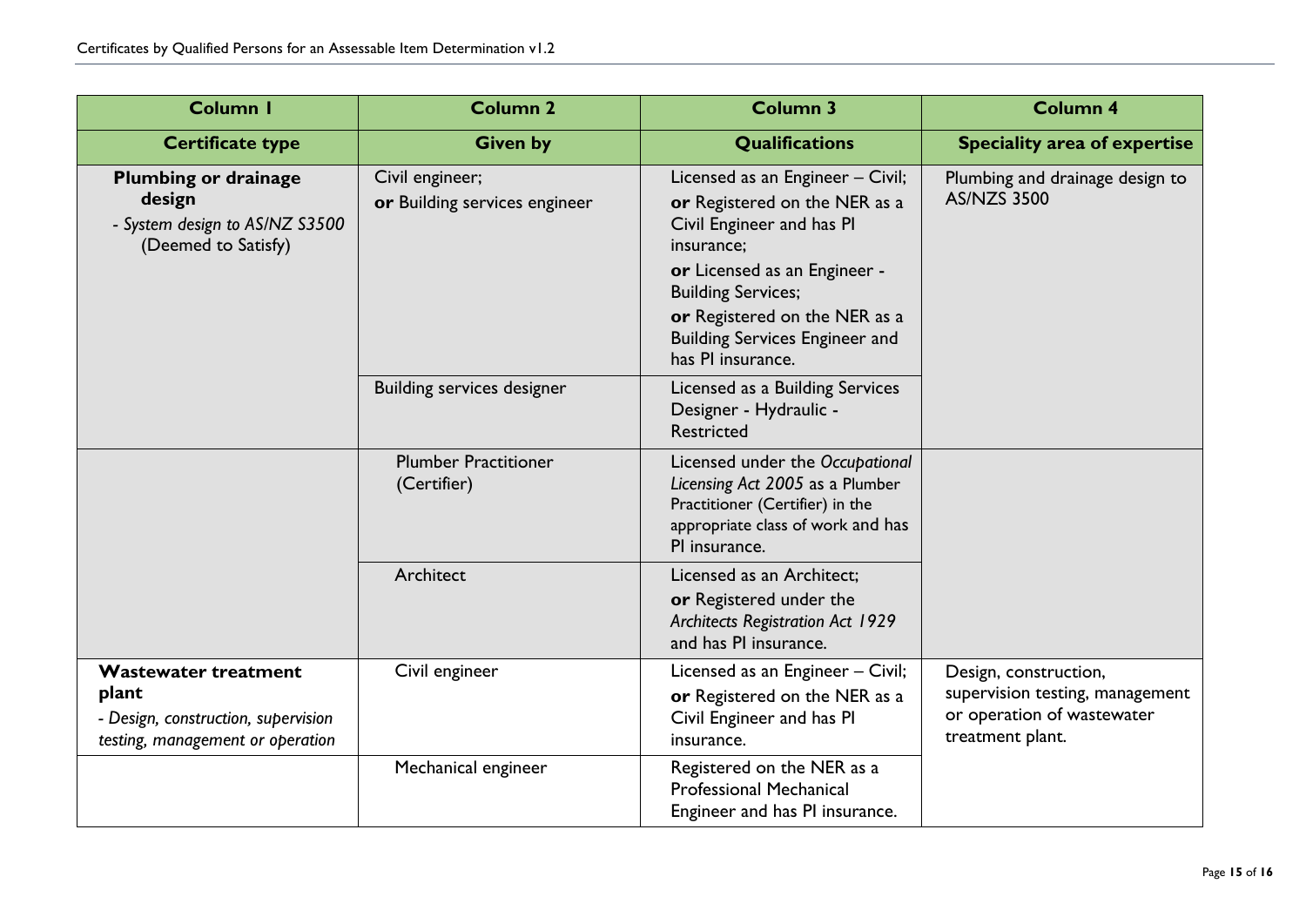| Column 1 | Column 2 | Column 3 | Column 4 |
|---|---|---|---|
| **Certificate type** | **Given by** | **Qualifications** | **Speciality area of expertise** |
| **Plumbing or drainage design** <br> *- System design to AS/NZ S3500* (Deemed to Satisfy) | Civil engineer; <br> **or** Building services engineer | Licensed as an Engineer – Civil; <br> **or** Registered on the NER as a Civil Engineer and has PI insurance; <br> **or** Licensed as an Engineer - Building Services; <br> **or** Registered on the NER as a Building Services Engineer and has PI insurance. | Plumbing and drainage design to AS/NZS 3500 |
| | Building services designer | Licensed as a Building Services Designer - Hydraulic - Restricted | |
| | Plumber Practitioner (Certifier) | Licensed under the *Occupational Licensing Act 2005* as a Plumber Practitioner (Certifier) in the appropriate class of work and has PI insurance. | |
| | Architect | Licensed as an Architect; <br> **or** Registered under the *Architects Registration Act 1929* and has PI insurance. | |
| **Wastewater treatment plant** <br> *- Design, construction, supervision testing, management or operation* | Civil engineer | Licensed as an Engineer – Civil; <br> **or** Registered on the NER as a Civil Engineer and has PI insurance. | Design, construction, supervision testing, management or operation of wastewater treatment plant. |
| | Mechanical engineer | Registered on the NER as a Professional Mechanical Engineer and has PI insurance. | |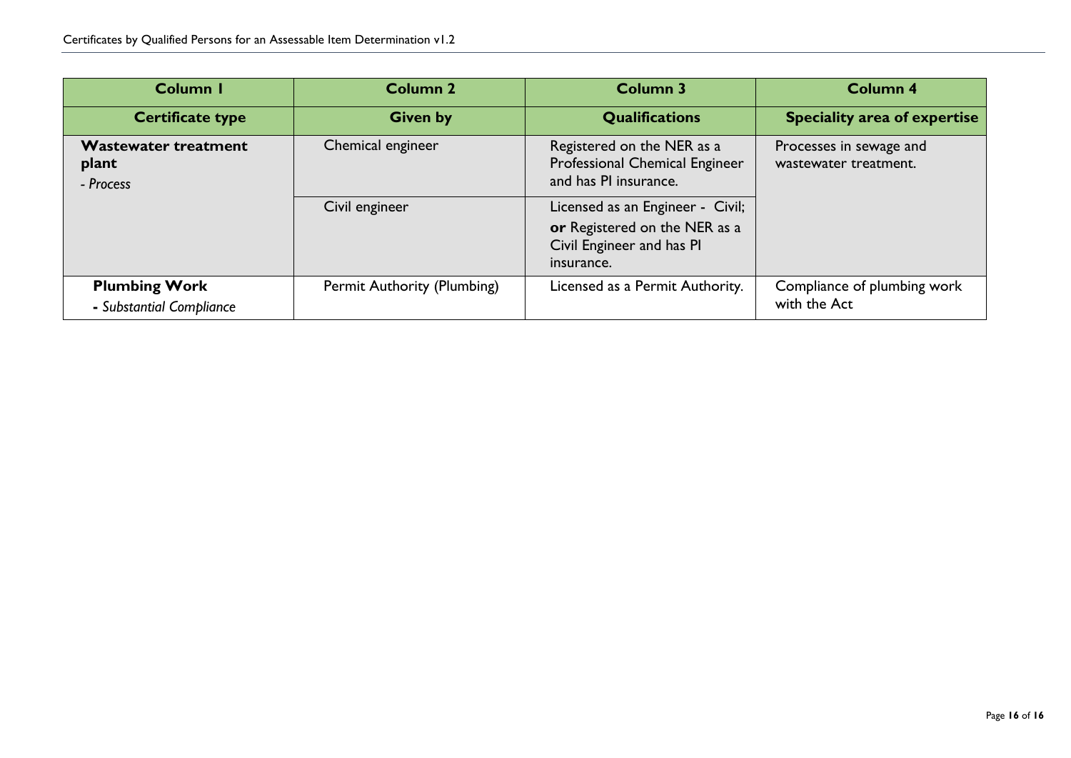| Column 1 | Column 2 | Column 3 | Column 4 |
| --- | --- | --- | --- |
| **Certificate type** | **Given by** | **Qualifications** | **Speciality area of expertise** |
| **Wastewater treatment plant** *- Process* | Chemical engineer | Registered on the NER as a Professional Chemical Engineer and has PI insurance. | Processes in sewage and wastewater treatment. |
| | Civil engineer | Licensed as an Engineer - Civil; **or** Registered on the NER as a Civil Engineer and has PI insurance. | |
| **Plumbing Work** **-** *Substantial Compliance* | Permit Authority (Plumbing) | Licensed as a Permit Authority. | Compliance of plumbing work with the Act |